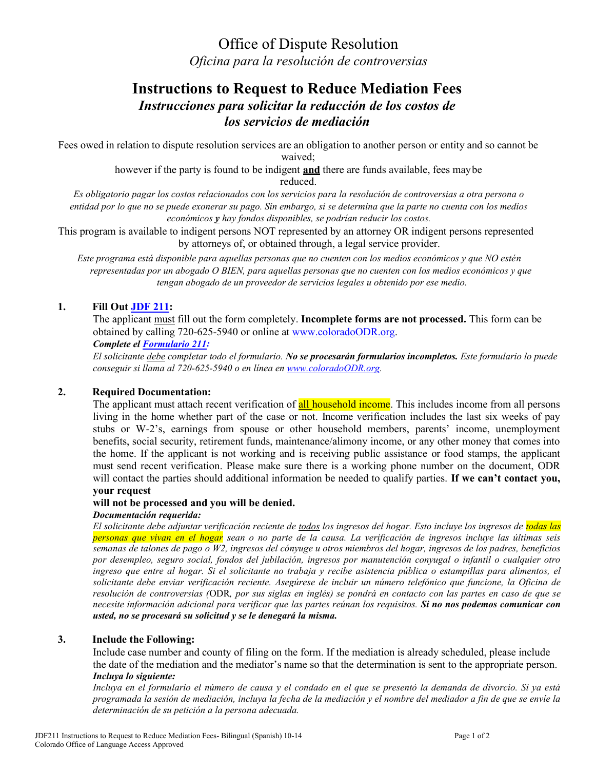# Office of Dispute Resolution

*Oficina para la resolución de controversias*

## Instructions to Request to Reduce Mediation Fees

## *Instrucciones para solicitar la reducción de los costos de los servicios de mediación*

Fees owed in relation to dispute resolution services are an obligation to another person or entity and so cannot be waived;

however if the party is found to be indigent **and** there are funds available, fees may be reduced.

*Es obligatorio pagar los costos relacionados con los servicios para la resolución de controversias a otra persona o entidad por lo que no se puede exonerar su pago. Sin embargo, si se determina que la parte no cuenta con los medios económicos **y** hay fondos disponibles, se podrían reducir los costos.*

This program is available to indigent persons NOT represented by an attorney OR indigent persons represented by attorneys of, or obtained through, a legal service provider.

*Este programa está disponible para aquellas personas que no cuenten con los medios económicos y que NO estén representadas por un abogado O BIEN, para aquellas personas que no cuenten con los medios económicos y que tengan abogado de un proveedor de servicios legales u obtenido por ese medio.*

1. **Fill Out JDF 211:**

   The applicant must fill out the form completely. **Incomplete forms are not processed.** This form can be obtained by calling 720-625-5940 or online at www.coloradoODR.org.

   ***Complete el Formulario 211:***

   *El solicitante debe completar todo el formulario. **No se procesarán formularios incompletos.** Este formulario lo puede conseguir si llama al 720-625-5940 o en línea en www.coloradoODR.org.*

2. **Required Documentation:**

   The applicant must attach recent verification of all household income. This includes income from all persons living in the home whether part of the case or not. Income verification includes the last six weeks of pay stubs or W-2's, earnings from spouse or other household members, parents' income, unemployment benefits, social security, retirement funds, maintenance/alimony income, or any other money that comes into the home. If the applicant is not working and is receiving public assistance or food stamps, the applicant must send recent verification. Please make sure there is a working phone number on the document, ODR will contact the parties should additional information be needed to qualify parties. **If we can't contact you, your request will not be processed and you will be denied.**

   ***Documentación requerida:***

   *El solicitante debe adjuntar verificación reciente de todos los ingresos del hogar. Esto incluye los ingresos de todas las personas que vivan en el hogar sean o no parte de la causa. La verificación de ingresos incluye las últimas seis semanas de talones de pago o W2, ingresos del cónyuge u otros miembros del hogar, ingresos de los padres, beneficios por desempleo, seguro social, fondos del jubilación, ingresos por manutención conyugal o infantil o cualquier otro ingreso que entre al hogar. Si el solicitante no trabaja y recibe asistencia pública o estampillas para alimentos, el solicitante debe enviar verificación reciente. Asegúrese de incluir un número telefónico que funcione, la Oficina de resolución de controversias (ODR, por sus siglas en inglés) se pondrá en contacto con las partes en caso de que se necesite información adicional para verificar que las partes reúnan los requisitos. **Si no nos podemos comunicar con usted, no se procesará su solicitud y se le denegará la misma.***

3. **Include the Following:**

   Include case number and county of filing on the form. If the mediation is already scheduled, please include the date of the mediation and the mediator's name so that the determination is sent to the appropriate person.

   ***Incluya lo siguiente:***

   *Incluya en el formulario el número de causa y el condado en el que se presentó la demanda de divorcio. Si ya está programada la sesión de mediación, incluya la fecha de la mediación y el nombre del mediador a fin de que se envíe la determinación de su petición a la persona adecuada.*

JDF211 Instructions to Request to Reduce Mediation Fees- Bilingual (Spanish) 10-14
Colorado Office of Language Access Approved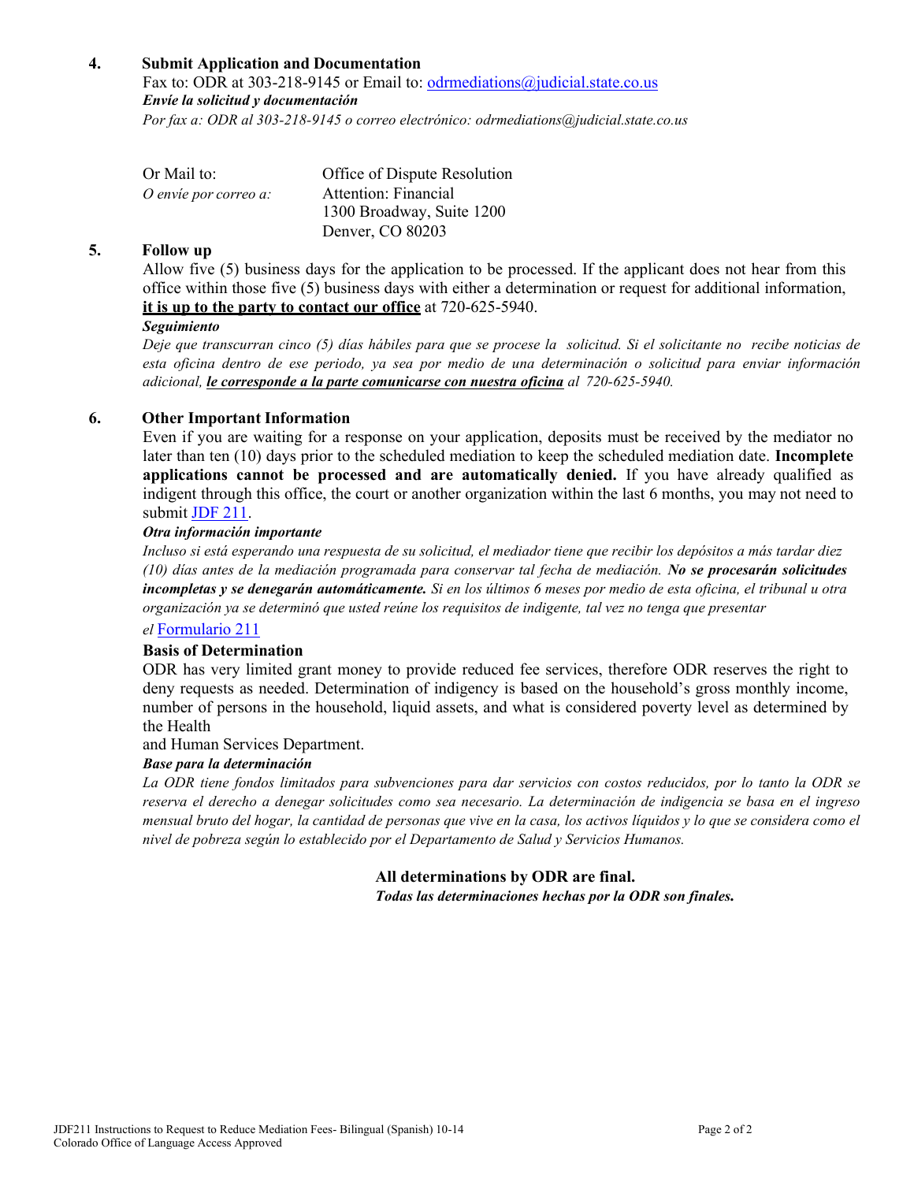**4. Submit Application and Documentation**

Fax to: ODR at 303-218-9145 or Email to: odrmediations@judicial.state.co.us

***Envíe la solicitud y documentación***

*Por fax a: ODR al 303-218-9145 o correo electrónico: odrmediations@judicial.state.co.us*

| Or Mail to: | Office of Dispute Resolution |
|---|---|
| *O envíe por correo a:* | Attention: Financial |
| | 1300 Broadway, Suite 1200 |
| | Denver, CO 80203 |

**5. Follow up**

Allow five (5) business days for the application to be processed. If the applicant does not hear from this office within those five (5) business days with either a determination or request for additional information, <u>**it is up to the party to contact our office**</u> at 720-625-5940.

***Seguimiento***

*Deje que transcurran cinco (5) días hábiles para que se procese la solicitud. Si el solicitante no recibe noticias de esta oficina dentro de ese periodo, ya sea por medio de una determinación o solicitud para enviar información adicional,* <u>***le corresponde a la parte comunicarse con nuestra oficina***</u> *al 720-625-5940.*

**6. Other Important Information**

Even if you are waiting for a response on your application, deposits must be received by the mediator no later than ten (10) days prior to the scheduled mediation to keep the scheduled mediation date. **Incomplete applications cannot be processed and are automatically denied.** If you have already qualified as indigent through this office, the court or another organization within the last 6 months, you may not need to submit JDF 211.

***Otra información importante***

*Incluso si está esperando una respuesta de su solicitud, el mediador tiene que recibir los depósitos a más tardar diez (10) días antes de la mediación programada para conservar tal fecha de mediación.* ***No se procesarán solicitudes incompletas y se denegarán automáticamente.*** *Si en los últimos 6 meses por medio de esta oficina, el tribunal u otra organización ya se determinó que usted reúne los requisitos de indigente, tal vez no tenga que presentar el* Formulario 211

**Basis of Determination**

ODR has very limited grant money to provide reduced fee services, therefore ODR reserves the right to deny requests as needed. Determination of indigency is based on the household's gross monthly income, number of persons in the household, liquid assets, and what is considered poverty level as determined by the Health and Human Services Department.

***Base para la determinación***

*La ODR tiene fondos limitados para subvenciones para dar servicios con costos reducidos, por lo tanto la ODR se reserva el derecho a denegar solicitudes como sea necesario. La determinación de indigencia se basa en el ingreso mensual bruto del hogar, la cantidad de personas que vive en la casa, los activos líquidos y lo que se considera como el nivel de pobreza según lo establecido por el Departamento de Salud y Servicios Humanos.*

**All determinations by ODR are final.**

***Todas las determinaciones hechas por la ODR son finales.***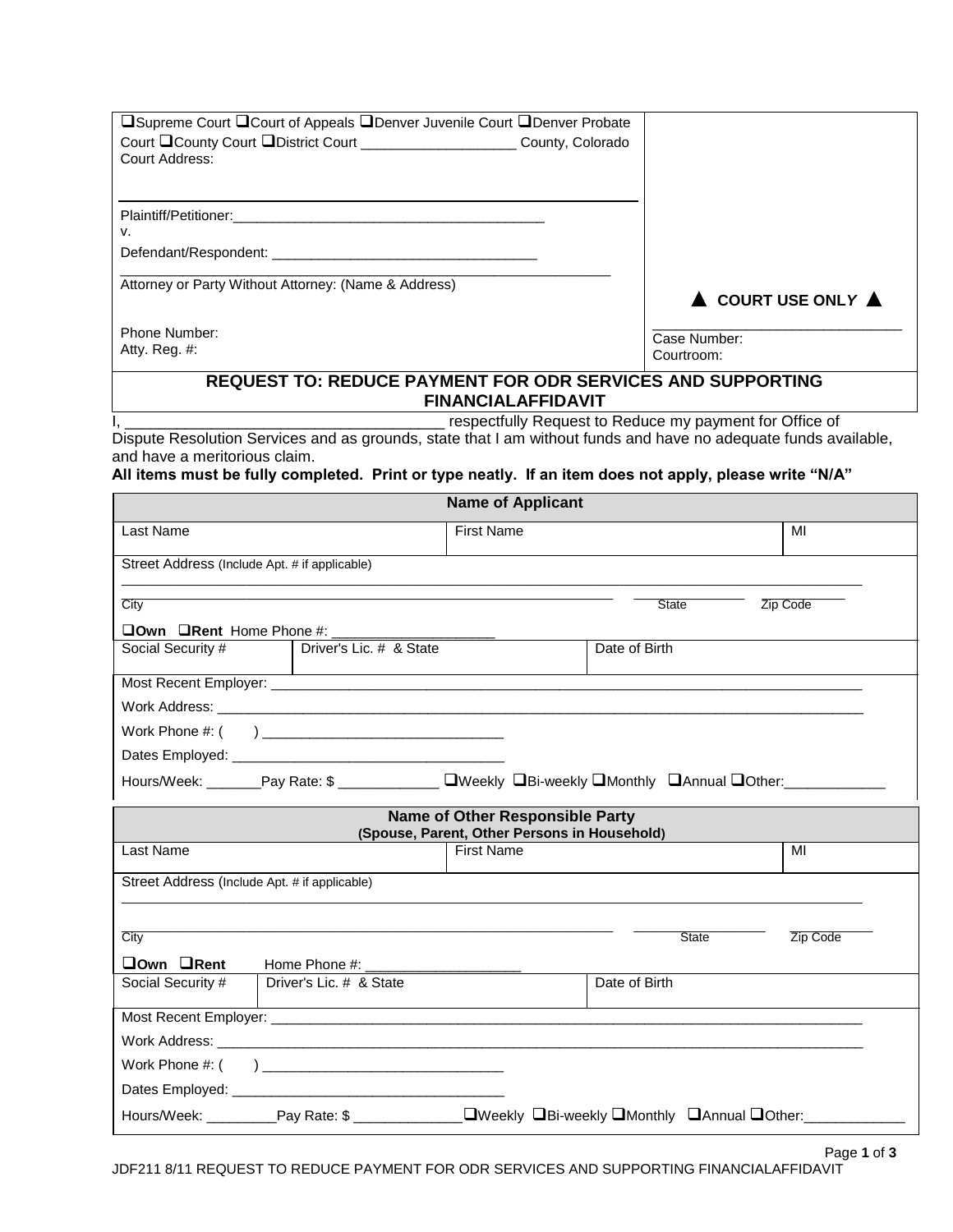☐Supreme Court ☐Court of Appeals ☐Denver Juvenile Court ☐Denver Probate Court ☐County Court ☐District Court ___________________ County, Colorado
Court Address:

Plaintiff/Petitioner:_________________________________________
v.
Defendant/Respondent: __________________________________

Attorney or Party Without Attorney: (Name & Address)

Phone Number:
Atty. Reg. #:

▲ COURT USE ONLY ▲

Case Number:
Courtroom:

## REQUEST TO: REDUCE PAYMENT FOR ODR SERVICES AND SUPPORTING FINANCIALAFFIDAVIT

I, _____________________________________ respectfully Request to Reduce my payment for Office of Dispute Resolution Services and as grounds, state that I am without funds and have no adequate funds available, and have a meritorious claim.

**All items must be fully completed. Print or type neatly. If an item does not apply, please write "N/A"**

| **Name of Applicant** | | | |
|---|---|---|---|
| Last Name | | First Name | MI |
| Street Address (Include Apt. # if applicable) | | | |
| City | | State | Zip Code |
| ☐**Own** ☐**Rent** Home Phone #: ____________________ | | | |
| Social Security # | Driver's Lic. # & State | Date of Birth | |

Most Recent Employer: ____________________________________________

Work Address: ____________________________________________

Work Phone #: (     ) ______________________________

Dates Employed: __________________________________

Hours/Week: _______Pay Rate: $ ____________ ☐Weekly ☐Bi-weekly ☐Monthly ☐Annual ☐Other:____________

| **Name of Other Responsible Party (Spouse, Parent, Other Persons in Household)** | | | |
|---|---|---|---|
| Last Name | | First Name | MI |
| Street Address (Include Apt. # if applicable) | | | |
| City | | State | Zip Code |
| ☐**Own** ☐**Rent** Home Phone #: ____________________ | | | |
| Social Security # | Driver's Lic. # & State | Date of Birth | |

Most Recent Employer: ____________________________________________

Work Address: ____________________________________________

Work Phone #: (     ) ______________________________

Dates Employed: __________________________________

Hours/Week: _________Pay Rate: $ _____________☐Weekly ☐Bi-weekly ☐Monthly ☐Annual ☐Other:____________

JDF211 8/11 REQUEST TO REDUCE PAYMENT FOR ODR SERVICES AND SUPPORTING FINANCIALAFFIDAVIT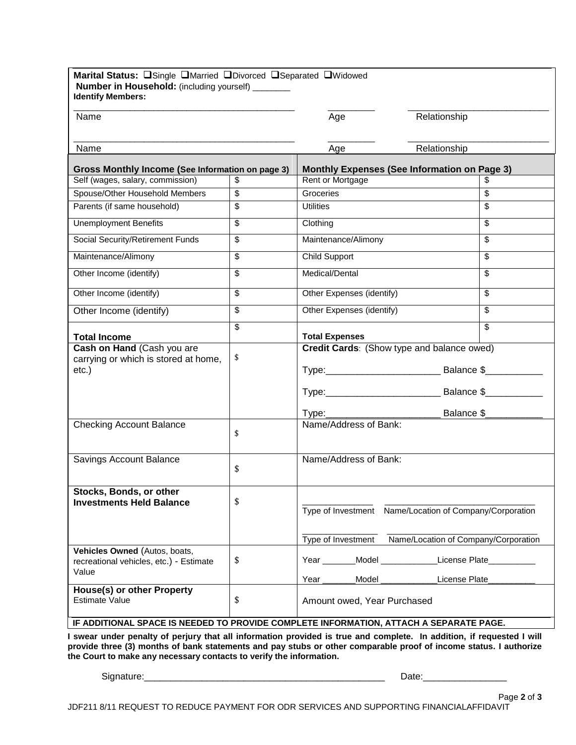**Marital Status:** ❑Single ❑Married ❑Divorced ❑Separated ❑Widowed
**Number in Household:** (including yourself) ________
**Identify Members:**

| Name | Age | Relationship |
|---|---|---|
| _____________________________________________ | _________ | ____________________________ |
| _____________________________________________ | _________ | ____________________________ |

| Gross Monthly Income (See Information on page 3) | | Monthly Expenses (See Information on Page 3) | |
|---|---|---|---|
| Self (wages, salary, commission) | $ | Rent or Mortgage | $ |
| Spouse/Other Household Members | $ | Groceries | $ |
| Parents (if same household) | $ | Utilities | $ |
| Unemployment Benefits | $ | Clothing | $ |
| Social Security/Retirement Funds | $ | Maintenance/Alimony | $ |
| Maintenance/Alimony | $ | Child Support | $ |
| Other Income (identify) | $ | Medical/Dental | $ |
| Other Income (identify) | $ | Other Expenses (identify) | $ |
| Other Income (identify) | $ | Other Expenses (identify) | $ |
| **Total Income** | $ | **Total Expenses** | $ |

| | | |
|---|---|---|
| **Cash on Hand** (Cash you are carrying or which is stored at home, etc.) | $ | **Credit Cards**: (Show type and balance owed)<br>Type:______________________ Balance $___________<br>Type:______________________ Balance $___________<br>Type:______________________ Balance $___________ |
| Checking Account Balance | $ | Name/Address of Bank: |
| Savings Account Balance | $ | Name/Address of Bank: |
| **Stocks, Bonds, or other Investments Held Balance** | $ | ______________ ______________________________<br>Type of Investment Name/Location of Company/Corporation<br>______________ ______________________________<br>Type of Investment Name/Location of Company/Corporation |
| **Vehicles Owned** (Autos, boats, recreational vehicles, etc.) - Estimate Value | $ | Year _______Model ____________License Plate__________<br>Year _______Model ____________License Plate__________ |
| **House(s) or other Property** Estimate Value | $ | Amount owed, Year Purchased |

**IF ADDITIONAL SPACE IS NEEDED TO PROVIDE COMPLETE INFORMATION, ATTACH A SEPARATE PAGE.**

**I swear under penalty of perjury that all information provided is true and complete. In addition, if requested I will provide three (3) months of bank statements and pay stubs or other comparable proof of income status. I authorize the Court to make any necessary contacts to verify the information.**

Signature:_________________________________________________ Date:________________

JDF211 8/11 REQUEST TO REDUCE PAYMENT FOR ODR SERVICES AND SUPPORTING FINANCIALAFFIDAVIT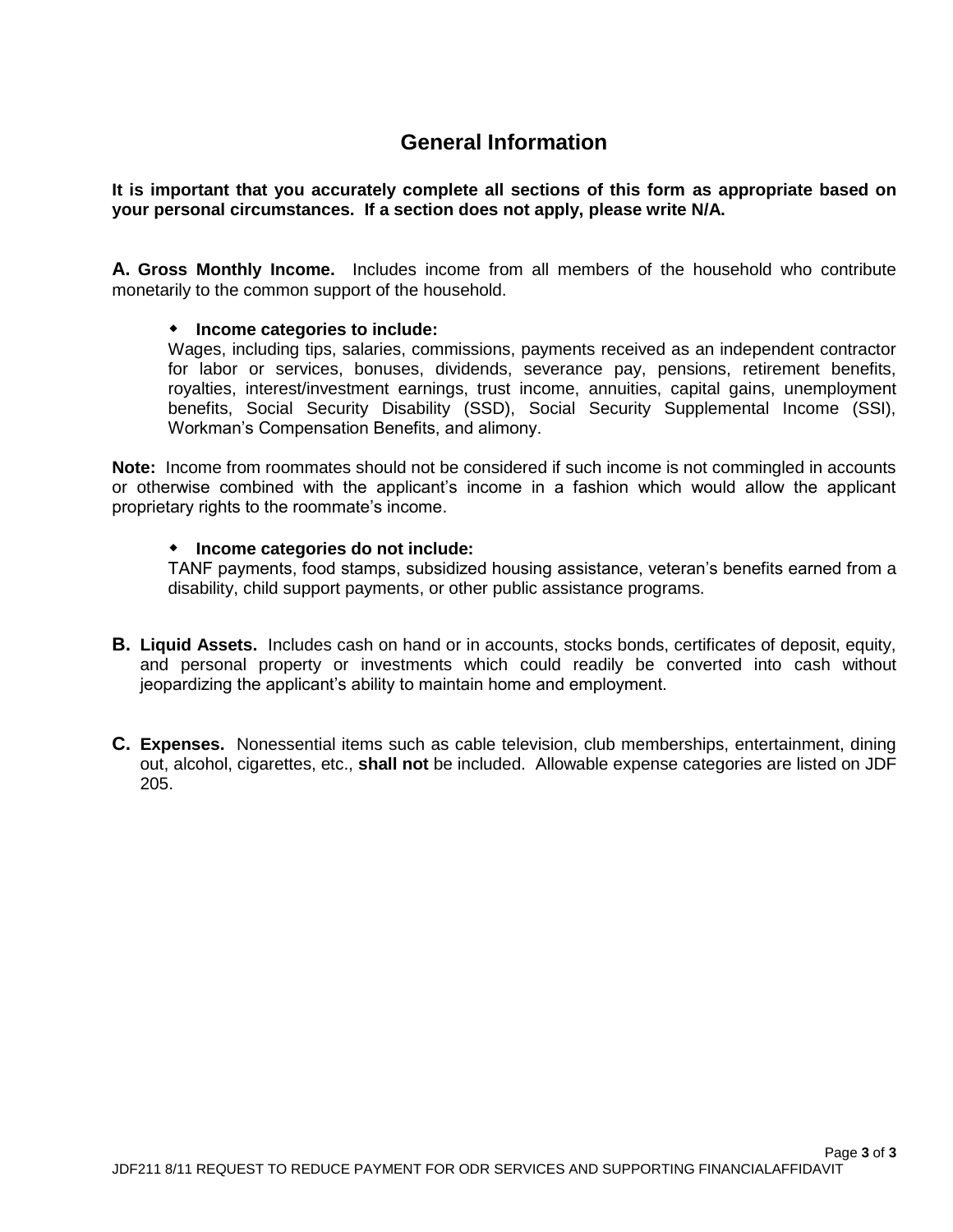# General Information

**It is important that you accurately complete all sections of this form as appropriate based on your personal circumstances. If a section does not apply, please write N/A.**

**A. Gross Monthly Income.** Includes income from all members of the household who contribute monetarily to the common support of the household.

- **Income categories to include:**
  Wages, including tips, salaries, commissions, payments received as an independent contractor for labor or services, bonuses, dividends, severance pay, pensions, retirement benefits, royalties, interest/investment earnings, trust income, annuities, capital gains, unemployment benefits, Social Security Disability (SSD), Social Security Supplemental Income (SSI), Workman's Compensation Benefits, and alimony.

**Note:** Income from roommates should not be considered if such income is not commingled in accounts or otherwise combined with the applicant's income in a fashion which would allow the applicant proprietary rights to the roommate's income.

- **Income categories do not include:**
  TANF payments, food stamps, subsidized housing assistance, veteran's benefits earned from a disability, child support payments, or other public assistance programs.

**B. Liquid Assets.** Includes cash on hand or in accounts, stocks bonds, certificates of deposit, equity, and personal property or investments which could readily be converted into cash without jeopardizing the applicant's ability to maintain home and employment.

**C. Expenses.** Nonessential items such as cable television, club memberships, entertainment, dining out, alcohol, cigarettes, etc., **shall not** be included. Allowable expense categories are listed on JDF 205.